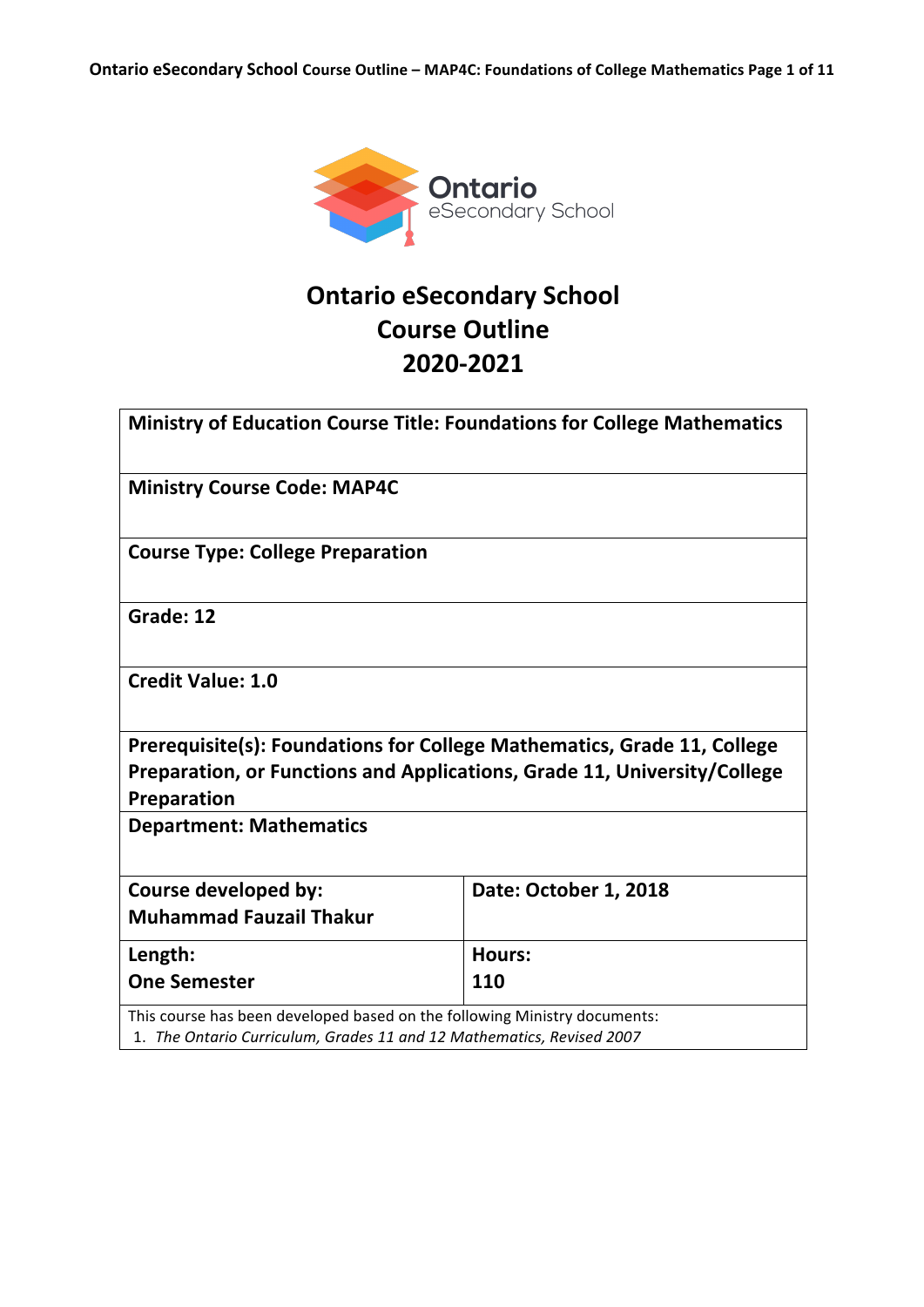# Ontario eSecondary School Course Outline 2020-2021

| **Ministry of Education Course Title: Foundations for College Mathematics** | |
|---|---|
| **Ministry Course Code: MAP4C** | |
| **Course Type: College Preparation** | |
| **Grade: 12** | |
| **Credit Value: 1.0** | |
| **Prerequisite(s): Foundations for College Mathematics, Grade 11, College Preparation, or Functions and Applications, Grade 11, University/College Preparation** | |
| **Department: Mathematics** | |
| **Course developed by: Muhammad Fauzail Thakur** | **Date: October 1, 2018** |
| **Length: One Semester** | **Hours: 110** |
| This course has been developed based on the following Ministry documents: 1. *The Ontario Curriculum, Grades 11 and 12 Mathematics, Revised 2007* | |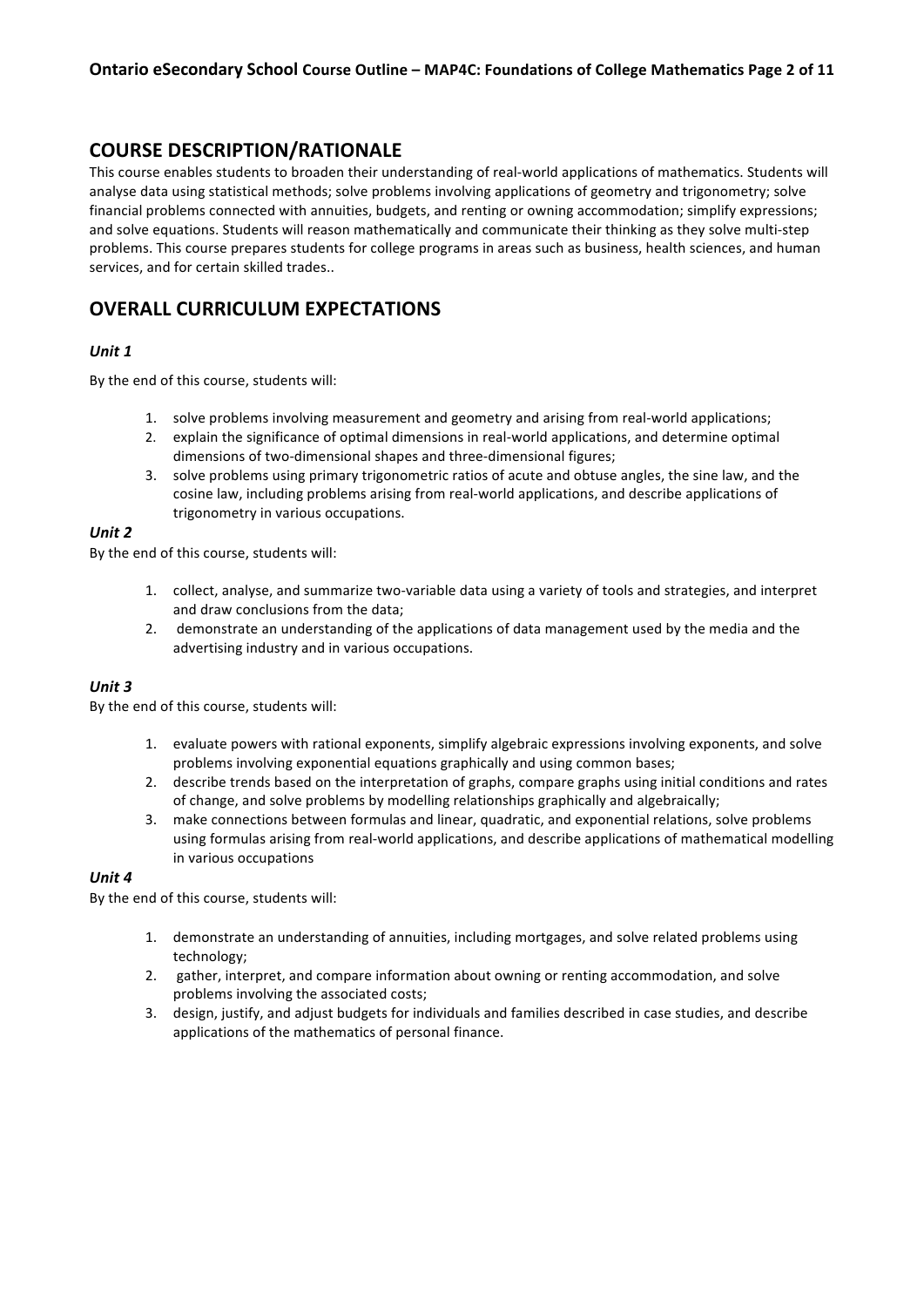## COURSE DESCRIPTION/RATIONALE

This course enables students to broaden their understanding of real-world applications of mathematics. Students will analyse data using statistical methods; solve problems involving applications of geometry and trigonometry; solve financial problems connected with annuities, budgets, and renting or owning accommodation; simplify expressions; and solve equations. Students will reason mathematically and communicate their thinking as they solve multi-step problems. This course prepares students for college programs in areas such as business, health sciences, and human services, and for certain skilled trades..

## OVERALL CURRICULUM EXPECTATIONS

### *Unit 1*

By the end of this course, students will:

1. solve problems involving measurement and geometry and arising from real-world applications;
2. explain the significance of optimal dimensions in real-world applications, and determine optimal dimensions of two-dimensional shapes and three-dimensional figures;
3. solve problems using primary trigonometric ratios of acute and obtuse angles, the sine law, and the cosine law, including problems arising from real-world applications, and describe applications of trigonometry in various occupations.

### *Unit 2*

By the end of this course, students will:

1. collect, analyse, and summarize two-variable data using a variety of tools and strategies, and interpret and draw conclusions from the data;
2. demonstrate an understanding of the applications of data management used by the media and the advertising industry and in various occupations.

### *Unit 3*

By the end of this course, students will:

1. evaluate powers with rational exponents, simplify algebraic expressions involving exponents, and solve problems involving exponential equations graphically and using common bases;
2. describe trends based on the interpretation of graphs, compare graphs using initial conditions and rates of change, and solve problems by modelling relationships graphically and algebraically;
3. make connections between formulas and linear, quadratic, and exponential relations, solve problems using formulas arising from real-world applications, and describe applications of mathematical modelling in various occupations

### *Unit 4*

By the end of this course, students will:

1. demonstrate an understanding of annuities, including mortgages, and solve related problems using technology;
2. gather, interpret, and compare information about owning or renting accommodation, and solve problems involving the associated costs;
3. design, justify, and adjust budgets for individuals and families described in case studies, and describe applications of the mathematics of personal finance.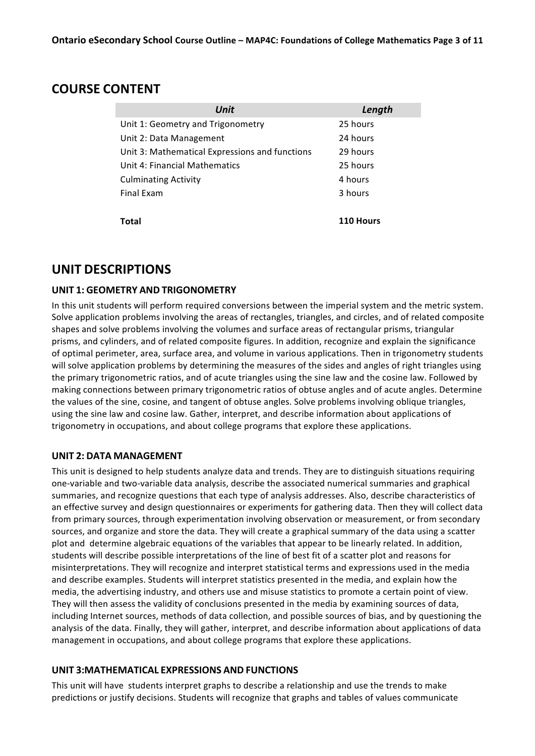## COURSE CONTENT

| *Unit* | *Length* |
|---|---|
| Unit 1: Geometry and Trigonometry | 25 hours |
| Unit 2: Data Management | 24 hours |
| Unit 3: Mathematical Expressions and functions | 29 hours |
| Unit 4: Financial Mathematics | 25 hours |
| Culminating Activity | 4 hours |
| Final Exam | 3 hours |
| **Total** | **110 Hours** |

## UNIT DESCRIPTIONS

### UNIT 1: GEOMETRY AND TRIGONOMETRY

In this unit students will perform required conversions between the imperial system and the metric system. Solve application problems involving the areas of rectangles, triangles, and circles, and of related composite shapes and solve problems involving the volumes and surface areas of rectangular prisms, triangular prisms, and cylinders, and of related composite figures. In addition, recognize and explain the significance of optimal perimeter, area, surface area, and volume in various applications. Then in trigonometry students will solve application problems by determining the measures of the sides and angles of right triangles using the primary trigonometric ratios, and of acute triangles using the sine law and the cosine law. Followed by making connections between primary trigonometric ratios of obtuse angles and of acute angles. Determine the values of the sine, cosine, and tangent of obtuse angles. Solve problems involving oblique triangles, using the sine law and cosine law. Gather, interpret, and describe information about applications of trigonometry in occupations, and about college programs that explore these applications.

### UNIT 2: DATA MANAGEMENT

This unit is designed to help students analyze data and trends. They are to distinguish situations requiring one-variable and two-variable data analysis, describe the associated numerical summaries and graphical summaries, and recognize questions that each type of analysis addresses. Also, describe characteristics of an effective survey and design questionnaires or experiments for gathering data. Then they will collect data from primary sources, through experimentation involving observation or measurement, or from secondary sources, and organize and store the data. They will create a graphical summary of the data using a scatter plot and determine algebraic equations of the variables that appear to be linearly related. In addition, students will describe possible interpretations of the line of best fit of a scatter plot and reasons for misinterpretations. They will recognize and interpret statistical terms and expressions used in the media and describe examples. Students will interpret statistics presented in the media, and explain how the media, the advertising industry, and others use and misuse statistics to promote a certain point of view. They will then assess the validity of conclusions presented in the media by examining sources of data, including Internet sources, methods of data collection, and possible sources of bias, and by questioning the analysis of the data. Finally, they will gather, interpret, and describe information about applications of data management in occupations, and about college programs that explore these applications.

### UNIT 3:MATHEMATICAL EXPRESSIONS AND FUNCTIONS

This unit will have students interpret graphs to describe a relationship and use the trends to make predictions or justify decisions. Students will recognize that graphs and tables of values communicate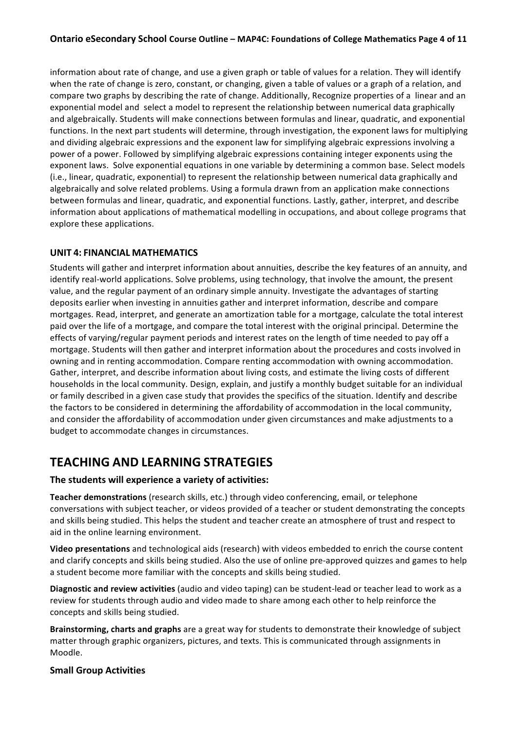information about rate of change, and use a given graph or table of values for a relation. They will identify when the rate of change is zero, constant, or changing, given a table of values or a graph of a relation, and compare two graphs by describing the rate of change. Additionally, Recognize properties of a linear and an exponential model and select a model to represent the relationship between numerical data graphically and algebraically. Students will make connections between formulas and linear, quadratic, and exponential functions. In the next part students will determine, through investigation, the exponent laws for multiplying and dividing algebraic expressions and the exponent law for simplifying algebraic expressions involving a power of a power. Followed by simplifying algebraic expressions containing integer exponents using the exponent laws. Solve exponential equations in one variable by determining a common base. Select models (i.e., linear, quadratic, exponential) to represent the relationship between numerical data graphically and algebraically and solve related problems. Using a formula drawn from an application make connections between formulas and linear, quadratic, and exponential functions. Lastly, gather, interpret, and describe information about applications of mathematical modelling in occupations, and about college programs that explore these applications.

### UNIT 4: FINANCIAL MATHEMATICS

Students will gather and interpret information about annuities, describe the key features of an annuity, and identify real-world applications. Solve problems, using technology, that involve the amount, the present value, and the regular payment of an ordinary simple annuity. Investigate the advantages of starting deposits earlier when investing in annuities gather and interpret information, describe and compare mortgages. Read, interpret, and generate an amortization table for a mortgage, calculate the total interest paid over the life of a mortgage, and compare the total interest with the original principal. Determine the effects of varying/regular payment periods and interest rates on the length of time needed to pay off a mortgage. Students will then gather and interpret information about the procedures and costs involved in owning and in renting accommodation. Compare renting accommodation with owning accommodation. Gather, interpret, and describe information about living costs, and estimate the living costs of different households in the local community. Design, explain, and justify a monthly budget suitable for an individual or family described in a given case study that provides the specifics of the situation. Identify and describe the factors to be considered in determining the affordability of accommodation in the local community, and consider the affordability of accommodation under given circumstances and make adjustments to a budget to accommodate changes in circumstances.

## TEACHING AND LEARNING STRATEGIES

### The students will experience a variety of activities:

**Teacher demonstrations** (research skills, etc.) through video conferencing, email, or telephone conversations with subject teacher, or videos provided of a teacher or student demonstrating the concepts and skills being studied. This helps the student and teacher create an atmosphere of trust and respect to aid in the online learning environment.

**Video presentations** and technological aids (research) with videos embedded to enrich the course content and clarify concepts and skills being studied. Also the use of online pre-approved quizzes and games to help a student become more familiar with the concepts and skills being studied.

**Diagnostic and review activities** (audio and video taping) can be student-lead or teacher lead to work as a review for students through audio and video made to share among each other to help reinforce the concepts and skills being studied.

**Brainstorming, charts and graphs** are a great way for students to demonstrate their knowledge of subject matter through graphic organizers, pictures, and texts. This is communicated through assignments in Moodle.

### Small Group Activities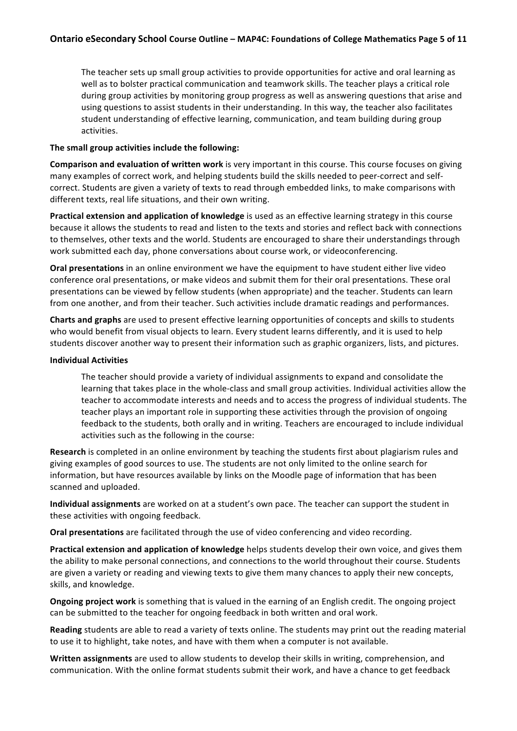The teacher sets up small group activities to provide opportunities for active and oral learning as well as to bolster practical communication and teamwork skills. The teacher plays a critical role during group activities by monitoring group progress as well as answering questions that arise and using questions to assist students in their understanding. In this way, the teacher also facilitates student understanding of effective learning, communication, and team building during group activities.

**The small group activities include the following:**

**Comparison and evaluation of written work** is very important in this course. This course focuses on giving many examples of correct work, and helping students build the skills needed to peer-correct and self-correct. Students are given a variety of texts to read through embedded links, to make comparisons with different texts, real life situations, and their own writing.

**Practical extension and application of knowledge** is used as an effective learning strategy in this course because it allows the students to read and listen to the texts and stories and reflect back with connections to themselves, other texts and the world. Students are encouraged to share their understandings through work submitted each day, phone conversations about course work, or videoconferencing.

**Oral presentations** in an online environment we have the equipment to have student either live video conference oral presentations, or make videos and submit them for their oral presentations. These oral presentations can be viewed by fellow students (when appropriate) and the teacher. Students can learn from one another, and from their teacher. Such activities include dramatic readings and performances.

**Charts and graphs** are used to present effective learning opportunities of concepts and skills to students who would benefit from visual objects to learn. Every student learns differently, and it is used to help students discover another way to present their information such as graphic organizers, lists, and pictures.

**Individual Activities**

The teacher should provide a variety of individual assignments to expand and consolidate the learning that takes place in the whole-class and small group activities. Individual activities allow the teacher to accommodate interests and needs and to access the progress of individual students. The teacher plays an important role in supporting these activities through the provision of ongoing feedback to the students, both orally and in writing. Teachers are encouraged to include individual activities such as the following in the course:

**Research** is completed in an online environment by teaching the students first about plagiarism rules and giving examples of good sources to use. The students are not only limited to the online search for information, but have resources available by links on the Moodle page of information that has been scanned and uploaded.

**Individual assignments** are worked on at a student's own pace. The teacher can support the student in these activities with ongoing feedback.

**Oral presentations** are facilitated through the use of video conferencing and video recording.

**Practical extension and application of knowledge** helps students develop their own voice, and gives them the ability to make personal connections, and connections to the world throughout their course. Students are given a variety or reading and viewing texts to give them many chances to apply their new concepts, skills, and knowledge.

**Ongoing project work** is something that is valued in the earning of an English credit. The ongoing project can be submitted to the teacher for ongoing feedback in both written and oral work.

**Reading** students are able to read a variety of texts online. The students may print out the reading material to use it to highlight, take notes, and have with them when a computer is not available.

**Written assignments** are used to allow students to develop their skills in writing, comprehension, and communication. With the online format students submit their work, and have a chance to get feedback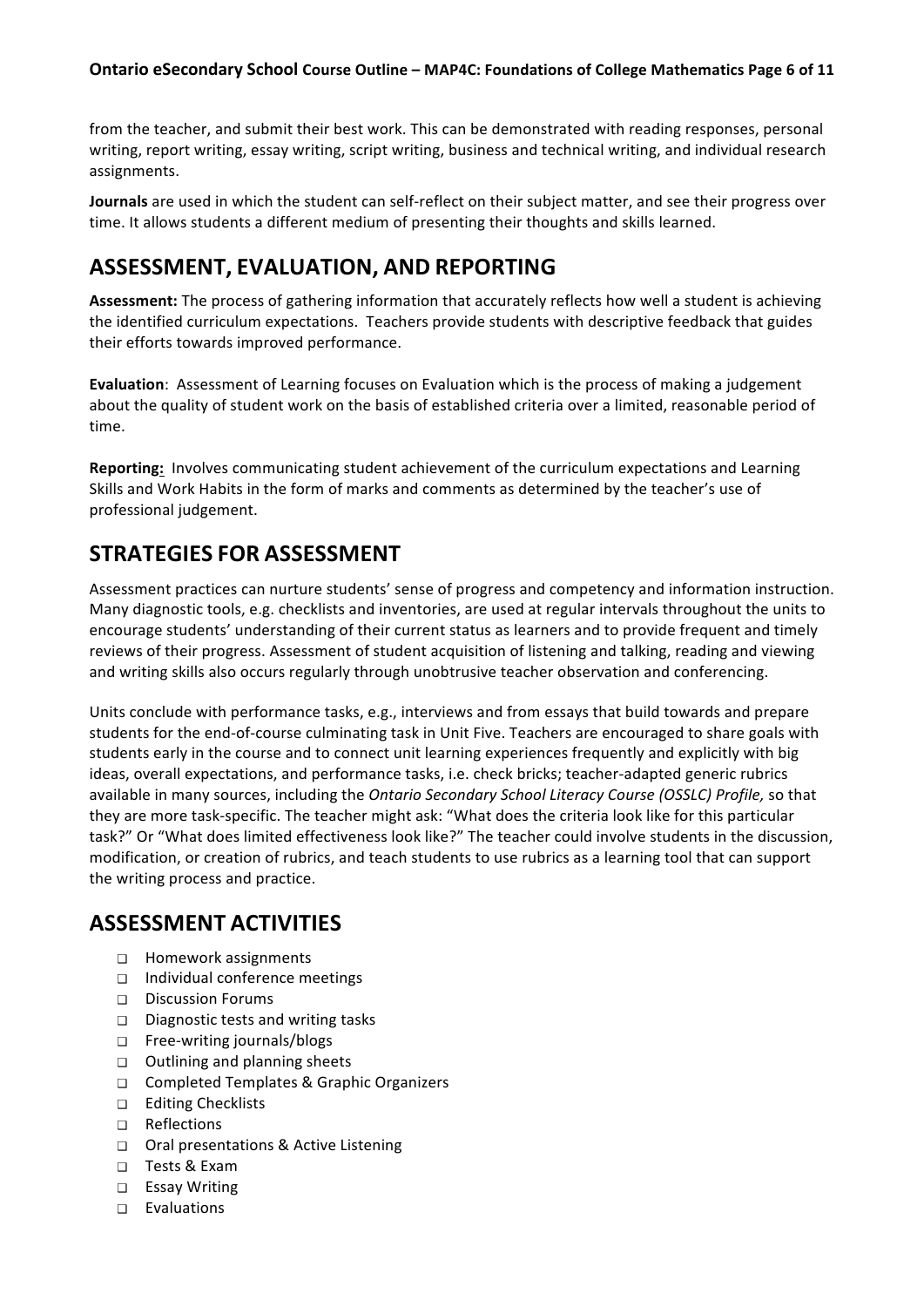from the teacher, and submit their best work. This can be demonstrated with reading responses, personal writing, report writing, essay writing, script writing, business and technical writing, and individual research assignments.

**Journals** are used in which the student can self-reflect on their subject matter, and see their progress over time. It allows students a different medium of presenting their thoughts and skills learned.

## ASSESSMENT, EVALUATION, AND REPORTING

**Assessment:** The process of gathering information that accurately reflects how well a student is achieving the identified curriculum expectations. Teachers provide students with descriptive feedback that guides their efforts towards improved performance.

**Evaluation**: Assessment of Learning focuses on Evaluation which is the process of making a judgement about the quality of student work on the basis of established criteria over a limited, reasonable period of time.

**Reporting:** Involves communicating student achievement of the curriculum expectations and Learning Skills and Work Habits in the form of marks and comments as determined by the teacher's use of professional judgement.

## STRATEGIES FOR ASSESSMENT

Assessment practices can nurture students' sense of progress and competency and information instruction. Many diagnostic tools, e.g. checklists and inventories, are used at regular intervals throughout the units to encourage students' understanding of their current status as learners and to provide frequent and timely reviews of their progress. Assessment of student acquisition of listening and talking, reading and viewing and writing skills also occurs regularly through unobtrusive teacher observation and conferencing.

Units conclude with performance tasks, e.g., interviews and from essays that build towards and prepare students for the end-of-course culminating task in Unit Five. Teachers are encouraged to share goals with students early in the course and to connect unit learning experiences frequently and explicitly with big ideas, overall expectations, and performance tasks, i.e. check bricks; teacher-adapted generic rubrics available in many sources, including the *Ontario Secondary School Literacy Course (OSSLC) Profile,* so that they are more task-specific. The teacher might ask: "What does the criteria look like for this particular task?" Or "What does limited effectiveness look like?" The teacher could involve students in the discussion, modification, or creation of rubrics, and teach students to use rubrics as a learning tool that can support the writing process and practice.

## ASSESSMENT ACTIVITIES

- Homework assignments
- Individual conference meetings
- Discussion Forums
- Diagnostic tests and writing tasks
- Free-writing journals/blogs
- Outlining and planning sheets
- Completed Templates & Graphic Organizers
- Editing Checklists
- Reflections
- Oral presentations & Active Listening
- Tests & Exam
- Essay Writing
- Evaluations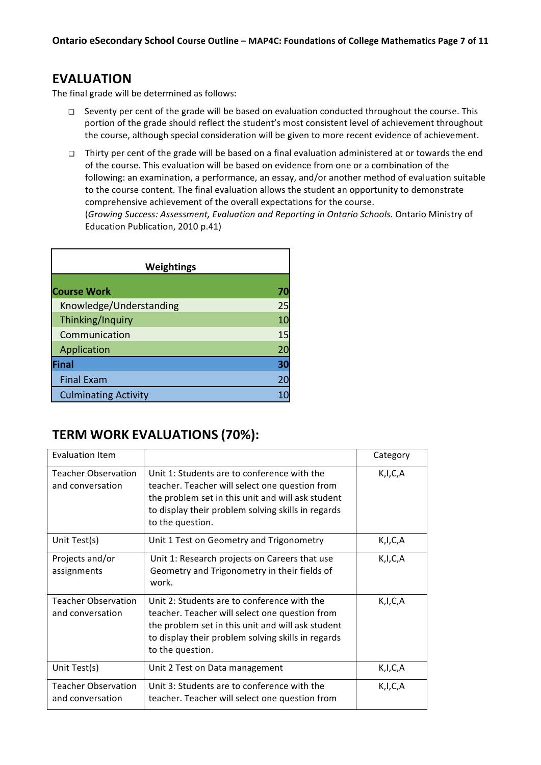## EVALUATION

The final grade will be determined as follows:

- Seventy per cent of the grade will be based on evaluation conducted throughout the course. This portion of the grade should reflect the student's most consistent level of achievement throughout the course, although special consideration will be given to more recent evidence of achievement.
- Thirty per cent of the grade will be based on a final evaluation administered at or towards the end of the course. This evaluation will be based on evidence from one or a combination of the following: an examination, a performance, an essay, and/or another method of evaluation suitable to the course content. The final evaluation allows the student an opportunity to demonstrate comprehensive achievement of the overall expectations for the course.
  (*Growing Success: Assessment, Evaluation and Reporting in Ontario Schools*. Ontario Ministry of Education Publication, 2010 p.41)

| Weightings | |
|---|---|
| **Course Work** | **70** |
| Knowledge/Understanding | 25 |
| Thinking/Inquiry | 10 |
| Communication | 15 |
| Application | 20 |
| **Final** | **30** |
| Final Exam | 20 |
| Culminating Activity | 10 |

## TERM WORK EVALUATIONS (70%):

| Evaluation Item | | Category |
|---|---|---|
| Teacher Observation and conversation | Unit 1: Students are to conference with the teacher. Teacher will select one question from the problem set in this unit and will ask student to display their problem solving skills in regards to the question. | K,I,C,A |
| Unit Test(s) | Unit 1 Test on Geometry and Trigonometry | K,I,C,A |
| Projects and/or assignments | Unit 1: Research projects on Careers that use Geometry and Trigonometry in their fields of work. | K,I,C,A |
| Teacher Observation and conversation | Unit 2: Students are to conference with the teacher. Teacher will select one question from the problem set in this unit and will ask student to display their problem solving skills in regards to the question. | K,I,C,A |
| Unit Test(s) | Unit 2 Test on Data management | K,I,C,A |
| Teacher Observation and conversation | Unit 3: Students are to conference with the teacher. Teacher will select one question from | K,I,C,A |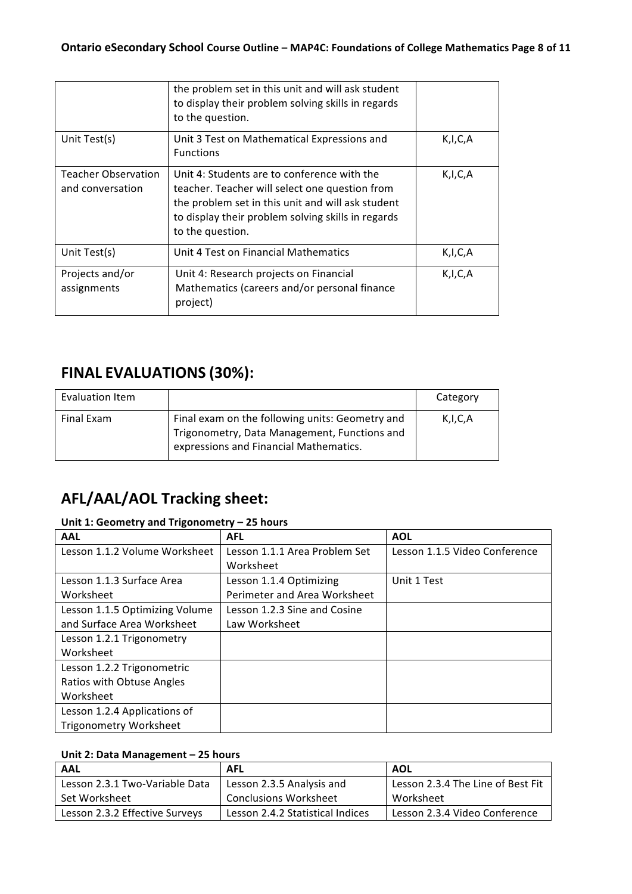|  | the problem set in this unit and will ask student to display their problem solving skills in regards to the question. |  |
|---|---|---|
| Unit Test(s) | Unit 3 Test on Mathematical Expressions and Functions | K,I,C,A |
| Teacher Observation and conversation | Unit 4: Students are to conference with the teacher. Teacher will select one question from the problem set in this unit and will ask student to display their problem solving skills in regards to the question. | K,I,C,A |
| Unit Test(s) | Unit 4 Test on Financial Mathematics | K,I,C,A |
| Projects and/or assignments | Unit 4: Research projects on Financial Mathematics (careers and/or personal finance project) | K,I,C,A |

## FINAL EVALUATIONS (30%):

| Evaluation Item |  | Category |
|---|---|---|
| Final Exam | Final exam on the following units: Geometry and Trigonometry, Data Management, Functions and expressions and Financial Mathematics. | K,I,C,A |

## AFL/AAL/AOL Tracking sheet:

**Unit 1: Geometry and Trigonometry – 25 hours**

| AAL | AFL | AOL |
|---|---|---|
| Lesson 1.1.2 Volume Worksheet | Lesson 1.1.1 Area Problem Set Worksheet | Lesson 1.1.5 Video Conference |
| Lesson 1.1.3 Surface Area Worksheet | Lesson 1.1.4 Optimizing Perimeter and Area Worksheet | Unit 1 Test |
| Lesson 1.1.5 Optimizing Volume and Surface Area Worksheet | Lesson 1.2.3 Sine and Cosine Law Worksheet |  |
| Lesson 1.2.1 Trigonometry Worksheet |  |  |
| Lesson 1.2.2 Trigonometric Ratios with Obtuse Angles Worksheet |  |  |
| Lesson 1.2.4 Applications of Trigonometry Worksheet |  |  |

**Unit 2: Data Management – 25 hours**

| AAL | AFL | AOL |
|---|---|---|
| Lesson 2.3.1 Two-Variable Data Set Worksheet | Lesson 2.3.5 Analysis and Conclusions Worksheet | Lesson 2.3.4 The Line of Best Fit Worksheet |
| Lesson 2.3.2 Effective Surveys | Lesson 2.4.2 Statistical Indices | Lesson 2.3.4 Video Conference |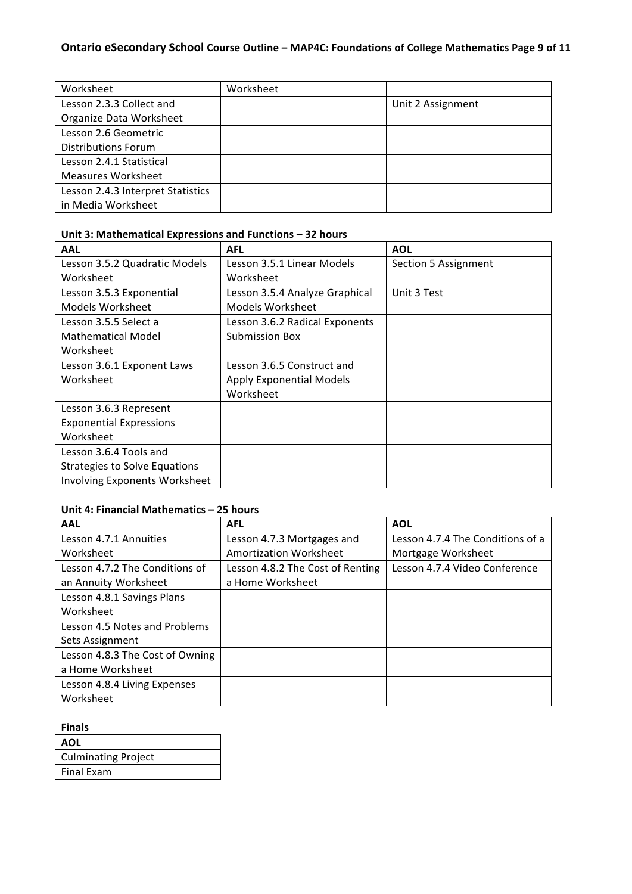| | | |
|---|---|---|
| Worksheet | Worksheet | |
| Lesson 2.3.3 Collect and Organize Data Worksheet | | Unit 2 Assignment |
| Lesson 2.6 Geometric Distributions Forum | | |
| Lesson 2.4.1 Statistical Measures Worksheet | | |
| Lesson 2.4.3 Interpret Statistics in Media Worksheet | | |

**Unit 3: Mathematical Expressions and Functions – 32 hours**

| AAL | AFL | AOL |
|---|---|---|
| Lesson 3.5.2 Quadratic Models Worksheet | Lesson 3.5.1 Linear Models Worksheet | Section 5 Assignment |
| Lesson 3.5.3 Exponential Models Worksheet | Lesson 3.5.4 Analyze Graphical Models Worksheet | Unit 3 Test |
| Lesson 3.5.5 Select a Mathematical Model Worksheet | Lesson 3.6.2 Radical Exponents Submission Box | |
| Lesson 3.6.1 Exponent Laws Worksheet | Lesson 3.6.5 Construct and Apply Exponential Models Worksheet | |
| Lesson 3.6.3 Represent Exponential Expressions Worksheet | | |
| Lesson 3.6.4 Tools and Strategies to Solve Equations Involving Exponents Worksheet | | |

**Unit 4: Financial Mathematics – 25 hours**

| AAL | AFL | AOL |
|---|---|---|
| Lesson 4.7.1 Annuities Worksheet | Lesson 4.7.3 Mortgages and Amortization Worksheet | Lesson 4.7.4 The Conditions of a Mortgage Worksheet |
| Lesson 4.7.2 The Conditions of an Annuity Worksheet | Lesson 4.8.2 The Cost of Renting a Home Worksheet | Lesson 4.7.4 Video Conference |
| Lesson 4.8.1 Savings Plans Worksheet | | |
| Lesson 4.5 Notes and Problems Sets Assignment | | |
| Lesson 4.8.3 The Cost of Owning a Home Worksheet | | |
| Lesson 4.8.4 Living Expenses Worksheet | | |

**Finals**

| AOL |
|---|
| Culminating Project |
| Final Exam |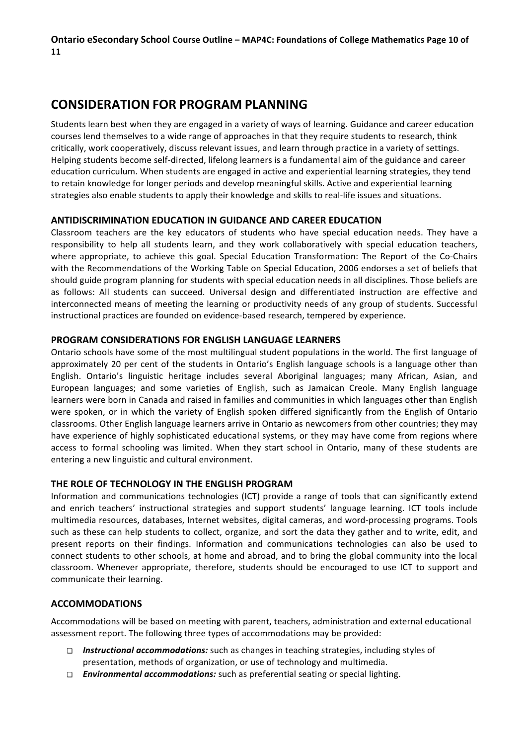## CONSIDERATION FOR PROGRAM PLANNING

Students learn best when they are engaged in a variety of ways of learning. Guidance and career education courses lend themselves to a wide range of approaches in that they require students to research, think critically, work cooperatively, discuss relevant issues, and learn through practice in a variety of settings. Helping students become self-directed, lifelong learners is a fundamental aim of the guidance and career education curriculum. When students are engaged in active and experiential learning strategies, they tend to retain knowledge for longer periods and develop meaningful skills. Active and experiential learning strategies also enable students to apply their knowledge and skills to real-life issues and situations.

### ANTIDISCRIMINATION EDUCATION IN GUIDANCE AND CAREER EDUCATION

Classroom teachers are the key educators of students who have special education needs. They have a responsibility to help all students learn, and they work collaboratively with special education teachers, where appropriate, to achieve this goal. Special Education Transformation: The Report of the Co-Chairs with the Recommendations of the Working Table on Special Education, 2006 endorses a set of beliefs that should guide program planning for students with special education needs in all disciplines. Those beliefs are as follows: All students can succeed. Universal design and differentiated instruction are effective and interconnected means of meeting the learning or productivity needs of any group of students. Successful instructional practices are founded on evidence-based research, tempered by experience.

### PROGRAM CONSIDERATIONS FOR ENGLISH LANGUAGE LEARNERS

Ontario schools have some of the most multilingual student populations in the world. The first language of approximately 20 per cent of the students in Ontario's English language schools is a language other than English. Ontario's linguistic heritage includes several Aboriginal languages; many African, Asian, and European languages; and some varieties of English, such as Jamaican Creole. Many English language learners were born in Canada and raised in families and communities in which languages other than English were spoken, or in which the variety of English spoken differed significantly from the English of Ontario classrooms. Other English language learners arrive in Ontario as newcomers from other countries; they may have experience of highly sophisticated educational systems, or they may have come from regions where access to formal schooling was limited. When they start school in Ontario, many of these students are entering a new linguistic and cultural environment.

### THE ROLE OF TECHNOLOGY IN THE ENGLISH PROGRAM

Information and communications technologies (ICT) provide a range of tools that can significantly extend and enrich teachers' instructional strategies and support students' language learning. ICT tools include multimedia resources, databases, Internet websites, digital cameras, and word-processing programs. Tools such as these can help students to collect, organize, and sort the data they gather and to write, edit, and present reports on their findings. Information and communications technologies can also be used to connect students to other schools, at home and abroad, and to bring the global community into the local classroom. Whenever appropriate, therefore, students should be encouraged to use ICT to support and communicate their learning.

### ACCOMMODATIONS

Accommodations will be based on meeting with parent, teachers, administration and external educational assessment report. The following three types of accommodations may be provided:

- ***Instructional accommodations:*** such as changes in teaching strategies, including styles of presentation, methods of organization, or use of technology and multimedia.
- ***Environmental accommodations:*** such as preferential seating or special lighting.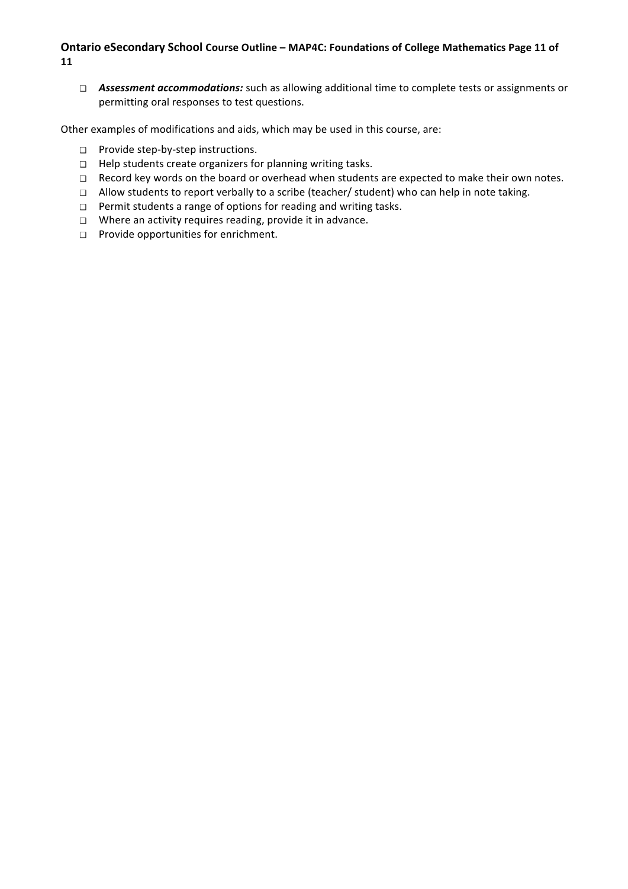- ***Assessment accommodations:*** such as allowing additional time to complete tests or assignments or permitting oral responses to test questions.

Other examples of modifications and aids, which may be used in this course, are:

- Provide step-by-step instructions.
- Help students create organizers for planning writing tasks.
- Record key words on the board or overhead when students are expected to make their own notes.
- Allow students to report verbally to a scribe (teacher/ student) who can help in note taking.
- Permit students a range of options for reading and writing tasks.
- Where an activity requires reading, provide it in advance.
- Provide opportunities for enrichment.